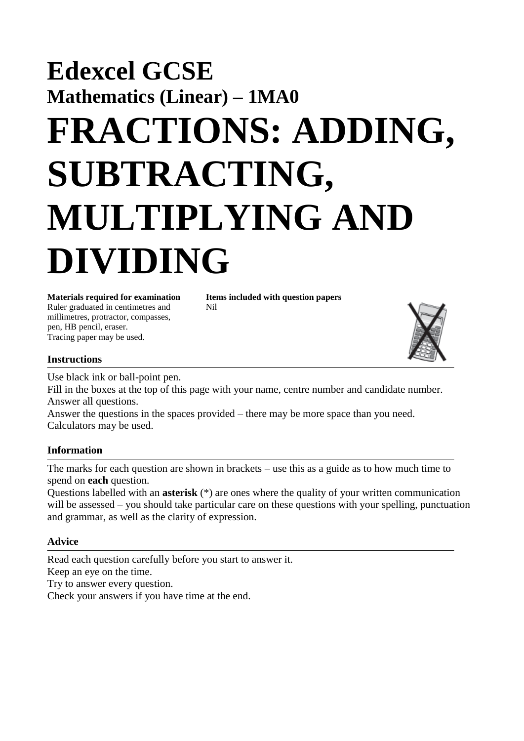# Edexcel GCSE

## Mathematics (Linear) – 1MA0

# FRACTIONS: ADDING, SUBTRACTING, MULTIPLYING AND DIVIDING

**Materials required for examination**
Ruler graduated in centimetres and millimetres, protractor, compasses, pen, HB pencil, eraser.
Tracing paper may be used.

**Items included with question papers**
Nil

### Instructions

Use black ink or ball-point pen.
Fill in the boxes at the top of this page with your name, centre number and candidate number.
Answer all questions.
Answer the questions in the spaces provided – there may be more space than you need.
Calculators may be used.

### Information

The marks for each question are shown in brackets – use this as a guide as to how much time to spend on **each** question.
Questions labelled with an **asterisk** (*) are ones where the quality of your written communication will be assessed – you should take particular care on these questions with your spelling, punctuation and grammar, as well as the clarity of expression.

### Advice

Read each question carefully before you start to answer it.
Keep an eye on the time.
Try to answer every question.
Check your answers if you have time at the end.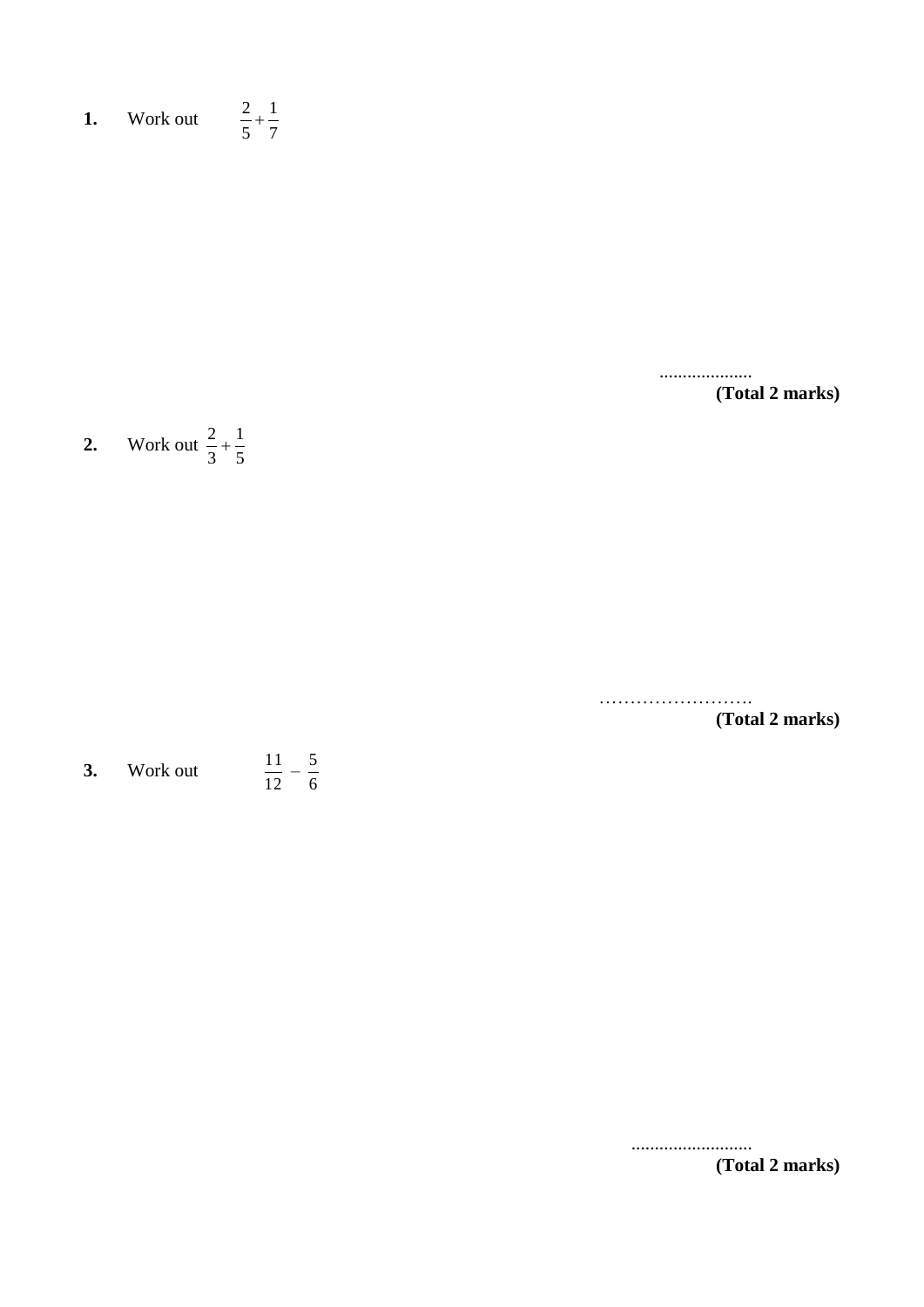**1.** Work out $\frac{2}{5} + \frac{1}{7}$

....................

**(Total 2 marks)**

**2.** Work out $\frac{2}{3} + \frac{1}{5}$

…………………….

**(Total 2 marks)**

**3.** Work out $\frac{11}{12} - \frac{5}{6}$

..........................

**(Total 2 marks)**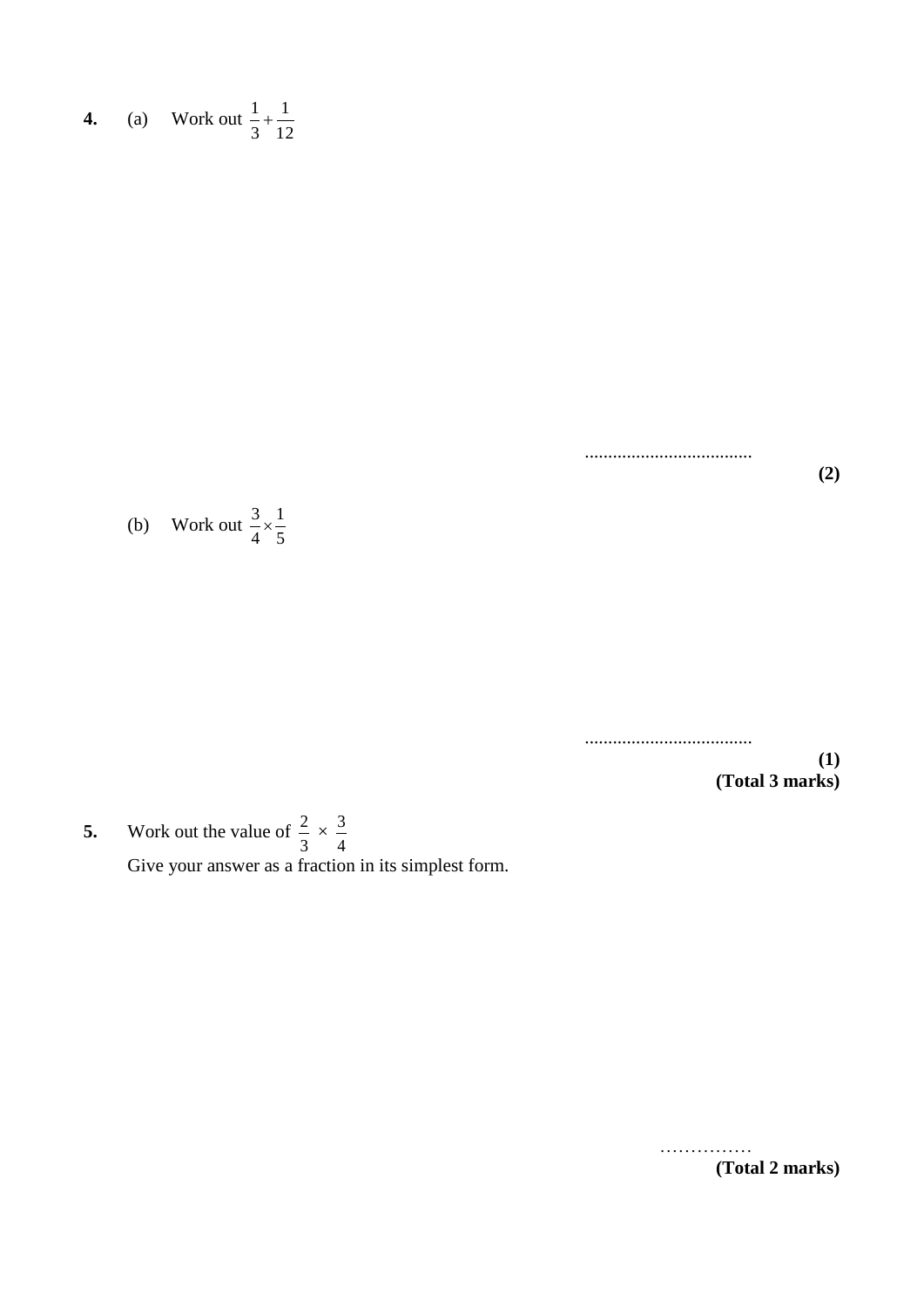**4.** (a) Work out $\frac{1}{3} + \frac{1}{12}$

....................................

**(2)**

(b) Work out $\frac{3}{4} \times \frac{1}{5}$

....................................

**(1)**

**(Total 3 marks)**

**5.** Work out the value of $\frac{2}{3} \times \frac{3}{4}$

Give your answer as a fraction in its simplest form.

……………

**(Total 2 marks)**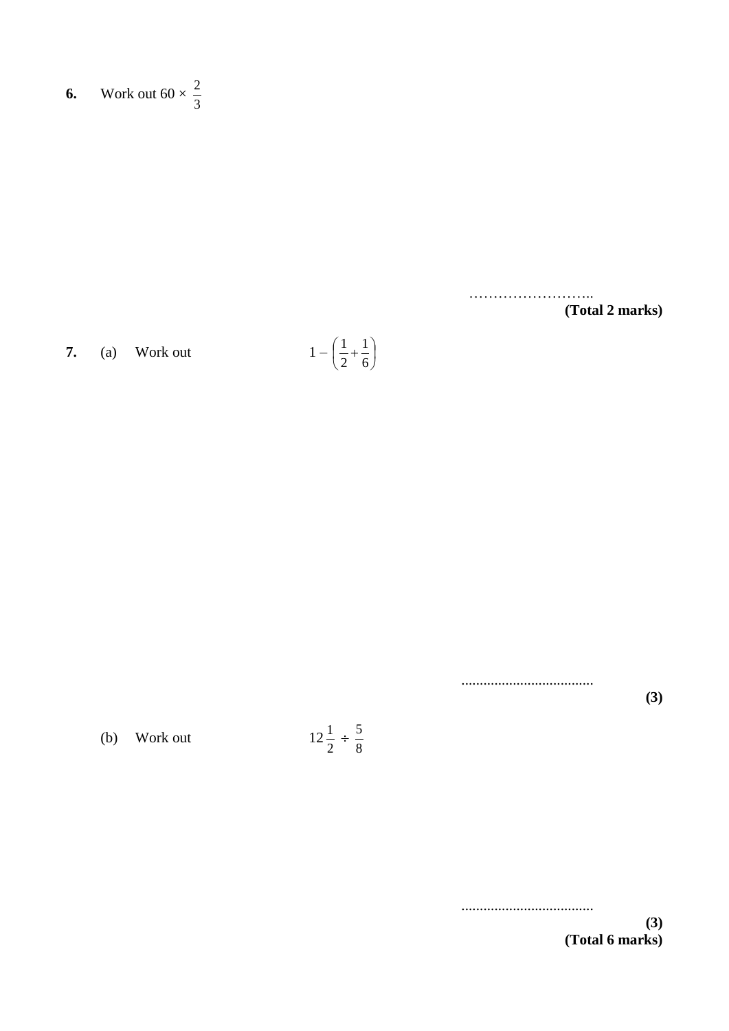**6.** Work out $60 \times \frac{2}{3}$

……………………..

**(Total 2 marks)**

**7.** (a) Work out $1 - \left(\frac{1}{2} + \frac{1}{6}\right)$

....................................

**(3)**

(b) Work out $12\frac{1}{2} \div \frac{5}{8}$

....................................

**(3)**

**(Total 6 marks)**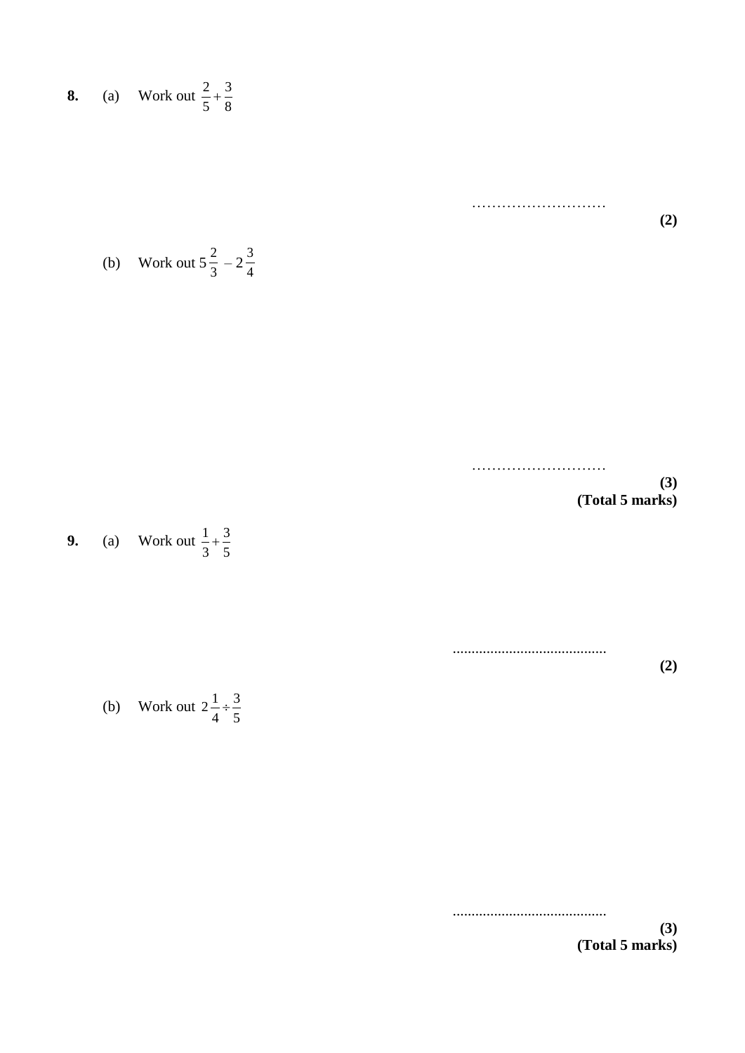**8.** (a) Work out $\frac{2}{5} + \frac{3}{8}$

..........................

**(2)**

(b) Work out $5\frac{2}{3} - 2\frac{3}{4}$

..........................

**(3)**
**(Total 5 marks)**

**9.** (a) Work out $\frac{1}{3} + \frac{3}{5}$

..........................................

**(2)**

(b) Work out $2\frac{1}{4} \div \frac{3}{5}$

..........................................

**(3)**
**(Total 5 marks)**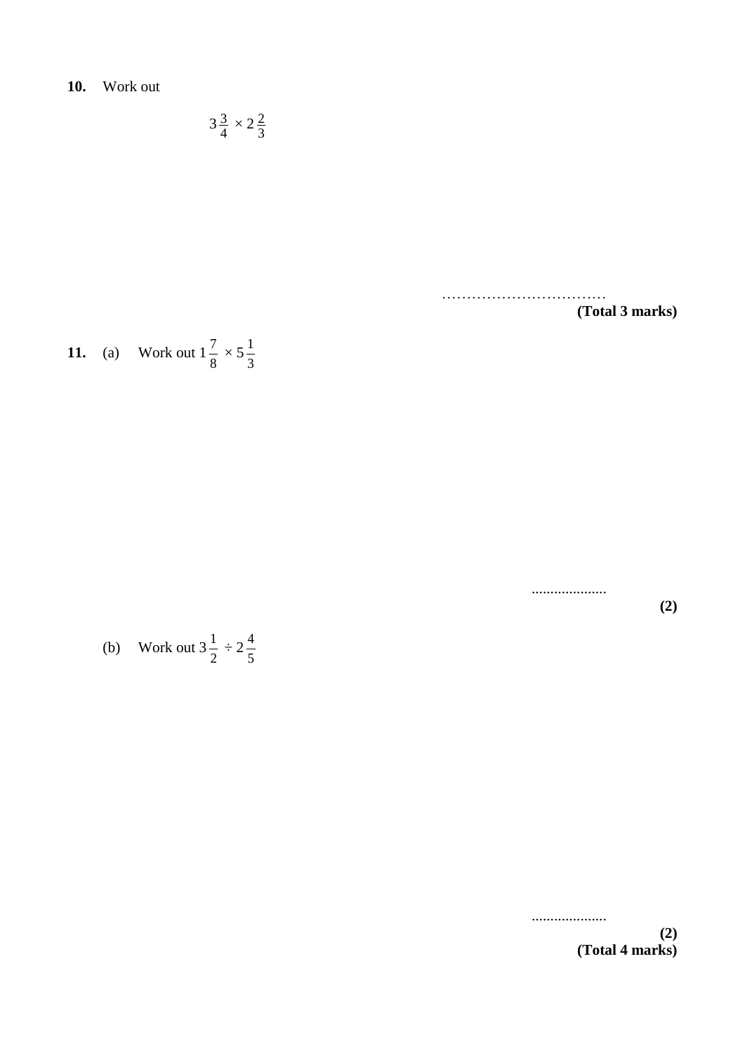**10.** Work out

$$3\frac{3}{4} \times 2\frac{2}{3}$$

……………………………

**(Total 3 marks)**

**11.** (a) Work out $1\frac{7}{8} \times 5\frac{1}{3}$

....................

**(2)**

(b) Work out $3\frac{1}{2} \div 2\frac{4}{5}$

....................

**(2)**

**(Total 4 marks)**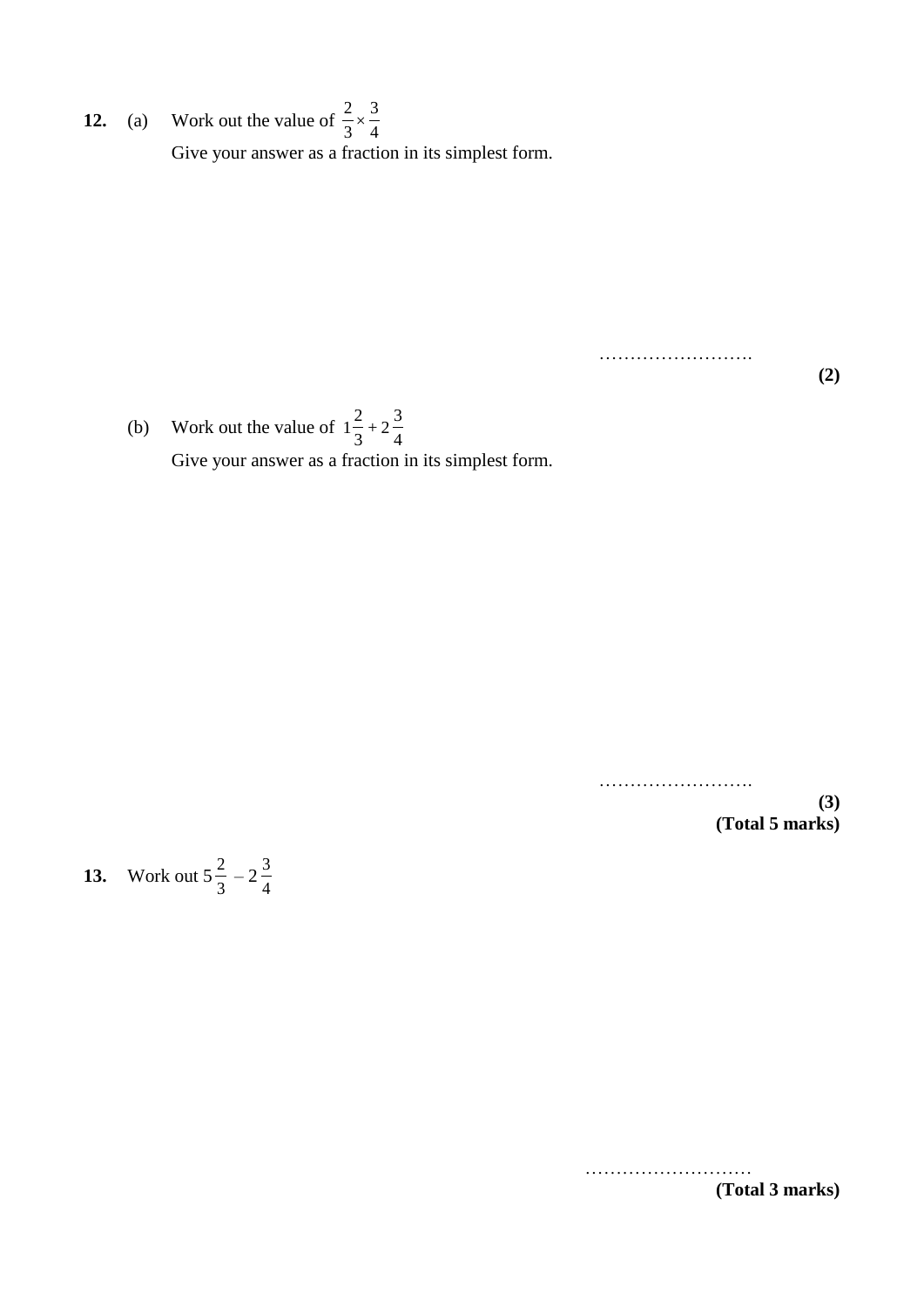**12.** (a) Work out the value of $\frac{2}{3} \times \frac{3}{4}$

Give your answer as a fraction in its simplest form.

……………………

**(2)**

(b) Work out the value of $1\frac{2}{3} + 2\frac{3}{4}$

Give your answer as a fraction in its simplest form.

……………………

**(3)**

**(Total 5 marks)**

**13.** Work out $5\frac{2}{3} - 2\frac{3}{4}$

……………………

**(Total 3 marks)**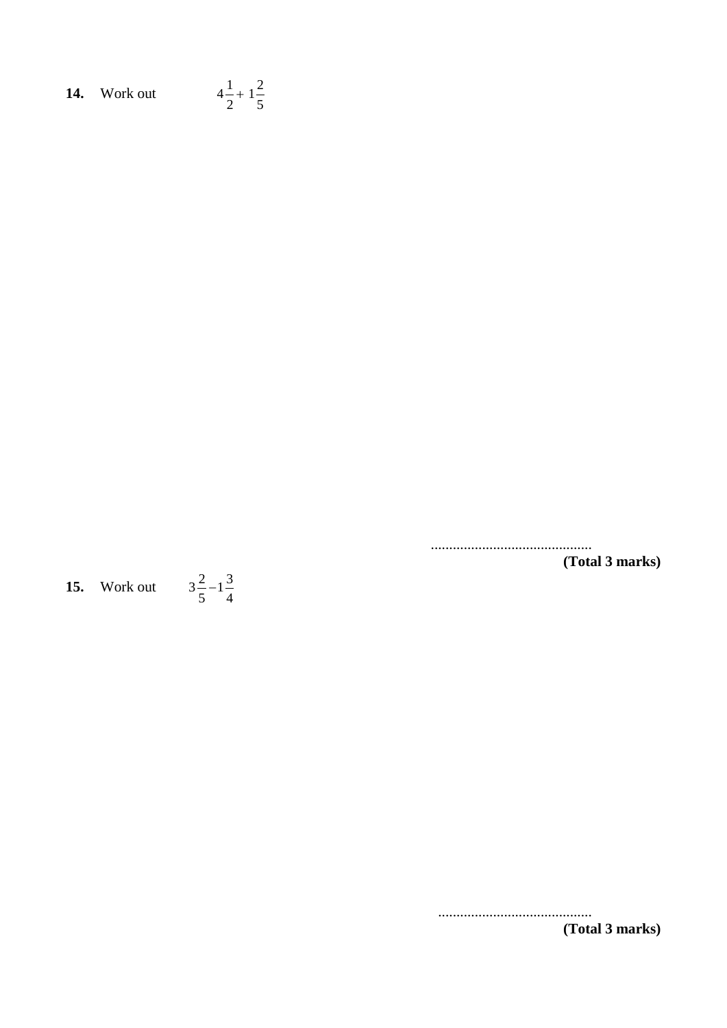**14.** Work out $4\frac{1}{2} + 1\frac{2}{5}$

..........................................

**(Total 3 marks)**

**15.** Work out $3\frac{2}{5} - 1\frac{3}{4}$

..........................................

**(Total 3 marks)**